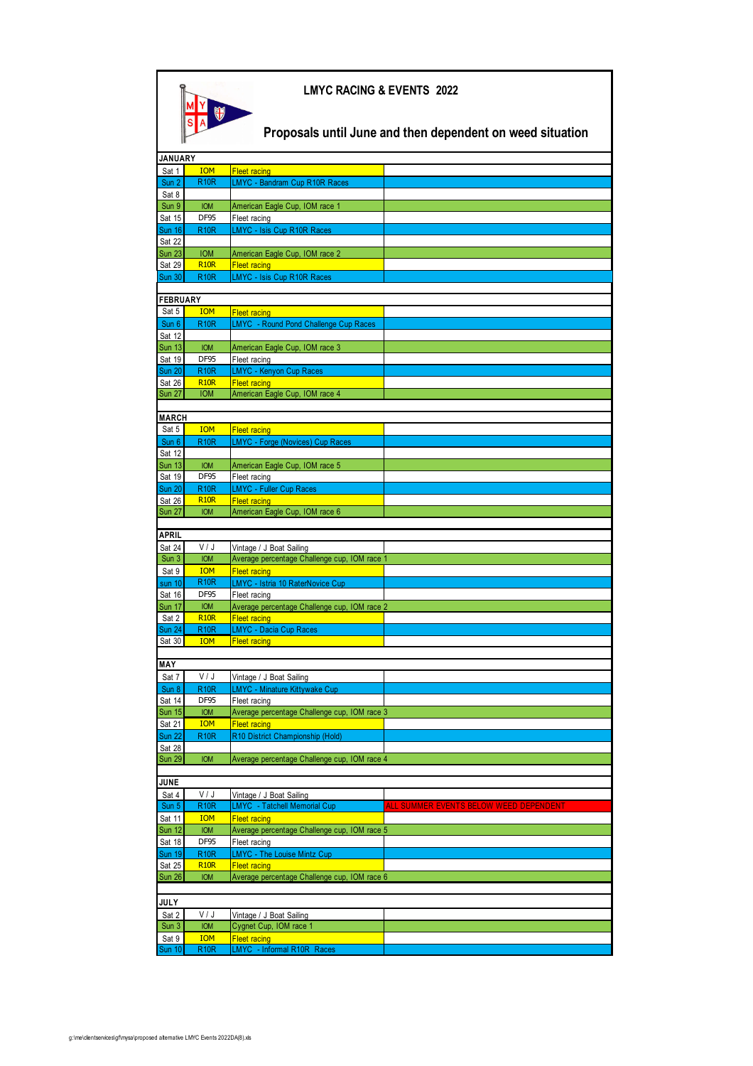# LMYC RACING & EVENTS 2022

## Proposals until June and then dependent on weed situation

| JANUARY | | | |
|---|---|---|---|
| Sat 1 | IOM | Fleet racing | |
| Sun 2 | R10R | LMYC - Bandram Cup R10R Races | |
| Sat 8 | | | |
| Sun 9 | IOM | American Eagle Cup, IOM race 1 | |
| Sat 15 | DF95 | Fleet racing | |
| Sun 16 | R10R | LMYC - Isis Cup R10R Races | |
| Sat 22 | | | |
| Sun 23 | IOM | American Eagle Cup, IOM race 2 | |
| Sat 29 | R10R | Fleet racing | |
| Sun 30 | R10R | LMYC - Isis Cup R10R Races | |
| | | | |
| **FEBRUARY** | | | |
| Sat 5 | IOM | Fleet racing | |
| Sun 6 | R10R | LMYC - Round Pond Challenge Cup Races | |
| Sat 12 | | | |
| Sun 13 | IOM | American Eagle Cup, IOM race 3 | |
| Sat 19 | DF95 | Fleet racing | |
| Sun 20 | R10R | LMYC - Kenyon Cup Races | |
| Sat 26 | R10R | Fleet racing | |
| Sun 27 | IOM | American Eagle Cup, IOM race 4 | |
| | | | |
| **MARCH** | | | |
| Sat 5 | IOM | Fleet racing | |
| Sun 6 | R10R | LMYC - Forge (Novices) Cup Races | |
| Sat 12 | | | |
| Sun 13 | IOM | American Eagle Cup, IOM race 5 | |
| Sat 19 | DF95 | Fleet racing | |
| Sun 20 | R10R | LMYC - Fuller Cup Races | |
| Sat 26 | R10R | Fleet racing | |
| Sun 27 | IOM | American Eagle Cup, IOM race 6 | |
| | | | |
| **APRIL** | | | |
| Sat 24 | V / J | Vintage / J Boat Sailing | |
| Sun 3 | IOM | Average percentage Challenge cup, IOM race 1 | |
| Sat 9 | IOM | Fleet racing | |
| sun 10 | R10R | LMYC - Istria 10 RaterNovice Cup | |
| Sat 16 | DF95 | Fleet racing | |
| Sun 17 | IOM | Average percentage Challenge cup, IOM race 2 | |
| Sat 2 | R10R | Fleet racing | |
| Sun 24 | R10R | LMYC - Dacia Cup Races | |
| Sat 30 | IOM | Fleet racing | |
| | | | |
| **MAY** | | | |
| Sat 7 | V / J | Vintage / J Boat Sailing | |
| Sun 8 | R10R | LMYC - Minature Kittywake Cup | |
| Sat 14 | DF95 | Fleet racing | |
| Sun 15 | IOM | Average percentage Challenge cup, IOM race 3 | |
| Sat 21 | IOM | Fleet racing | |
| Sun 22 | R10R | R10 District Championship (Hold) | |
| Sat 28 | | | |
| Sun 29 | IOM | Average percentage Challenge cup, IOM race 4 | |
| | | | |
| **JUNE** | | | |
| Sat 4 | V / J | Vintage / J Boat Sailing | |
| Sun 5 | R10R | LMYC - Tatchell Memorial Cup | ALL SUMMER EVENTS BELOW WEED DEPENDENT |
| Sat 11 | IOM | Fleet racing | |
| Sun 12 | IOM | Average percentage Challenge cup, IOM race 5 | |
| Sat 18 | DF95 | Fleet racing | |
| Sun 19 | R10R | LMYC - The Louise Mintz Cup | |
| Sat 25 | R10R | Fleet racing | |
| Sun 26 | IOM | Average percentage Challenge cup, IOM race 6 | |
| | | | |
| **JULY** | | | |
| Sat 2 | V / J | Vintage / J Boat Sailing | |
| Sun 3 | IOM | Cygnet Cup, IOM race 1 | |
| Sat 9 | IOM | Fleet racing | |
| Sun 10 | R10R | LMYC - Informal R10R Races | |

g:\me\clientservices\gf\mysa\proposed alternative LMYC Events 2022DA(8).xls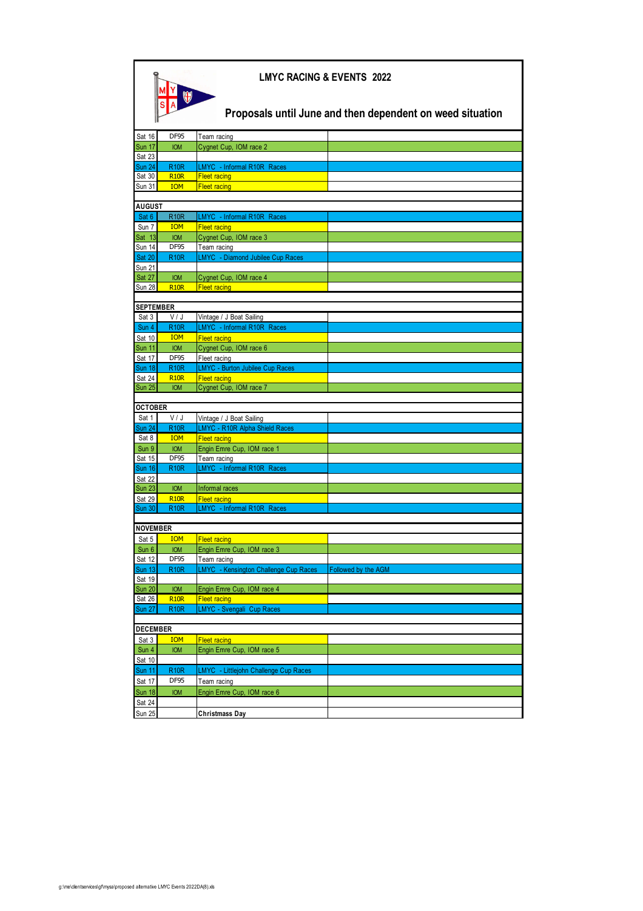# LMYC RACING & EVENTS 2022

## Proposals until June and then dependent on weed situation

| | | | |
|---|---|---|---|
| Sat 16 | DF95 | Team racing | |
| Sun 17 | IOM | Cygnet Cup, IOM race 2 | |
| Sat 23 | | | |
| Sun 24 | R10R | LMYC - Informal R10R Races | |
| Sat 30 | R10R | Fleet racing | |
| Sun 31 | IOM | Fleet racing | |
| | | | |
| **AUGUST** | | | |
| Sat 6 | R10R | LMYC - Informal R10R Races | |
| Sun 7 | IOM | Fleet racing | |
| Sat 13 | IOM | Cygnet Cup, IOM race 3 | |
| Sun 14 | DF95 | Team racing | |
| Sat 20 | R10R | LMYC - Diamond Jubilee Cup Races | |
| Sun 21 | | | |
| Sat 27 | IOM | Cygnet Cup, IOM race 4 | |
| Sun 28 | R10R | Fleet racing | |
| | | | |
| **SEPTEMBER** | | | |
| Sat 3 | V / J | Vintage / J Boat Sailing | |
| Sun 4 | R10R | LMYC - Informal R10R Races | |
| Sat 10 | IOM | Fleet racing | |
| Sun 11 | IOM | Cygnet Cup, IOM race 6 | |
| Sat 17 | DF95 | Fleet racing | |
| Sun 18 | R10R | LMYC - Burton Jubilee Cup Races | |
| Sat 24 | R10R | Fleet racing | |
| Sun 25 | IOM | Cygnet Cup, IOM race 7 | |
| | | | |
| **OCTOBER** | | | |
| Sat 1 | V / J | Vintage / J Boat Sailing | |
| Sun 24 | R10R | LMYC - R10R Alpha Shield Races | |
| Sat 8 | IOM | Fleet racing | |
| Sun 9 | IOM | Engin Emre Cup, IOM race 1 | |
| Sat 15 | DF95 | Team racing | |
| Sun 16 | R10R | LMYC - Informal R10R Races | |
| Sat 22 | | | |
| Sun 23 | IOM | Informal races | |
| Sat 29 | R10R | Fleet racing | |
| Sun 30 | R10R | LMYC - Informal R10R Races | |
| | | | |
| **NOVEMBER** | | | |
| Sat 5 | IOM | Fleet racing | |
| Sun 6 | IOM | Engin Emre Cup, IOM race 3 | |
| Sat 12 | DF95 | Team racing | |
| Sun 13 | R10R | LMYC - Kensington Challenge Cup Races | Followed by the AGM |
| Sat 19 | | | |
| Sun 20 | IOM | Engin Emre Cup, IOM race 4 | |
| Sat 26 | R10R | Fleet racing | |
| Sun 27 | R10R | LMYC - Svengali Cup Races | |
| | | | |
| **DECEMBER** | | | |
| Sat 3 | IOM | Fleet racing | |
| Sun 4 | IOM | Engin Emre Cup, IOM race 5 | |
| Sat 10 | | | |
| Sun 11 | R10R | LMYC - Littlejohn Challenge Cup Races | |
| Sat 17 | DF95 | Team racing | |
| Sun 18 | IOM | Engin Emre Cup, IOM race 6 | |
| Sat 24 | | | |
| Sun 25 | | **Christmass Day** | |